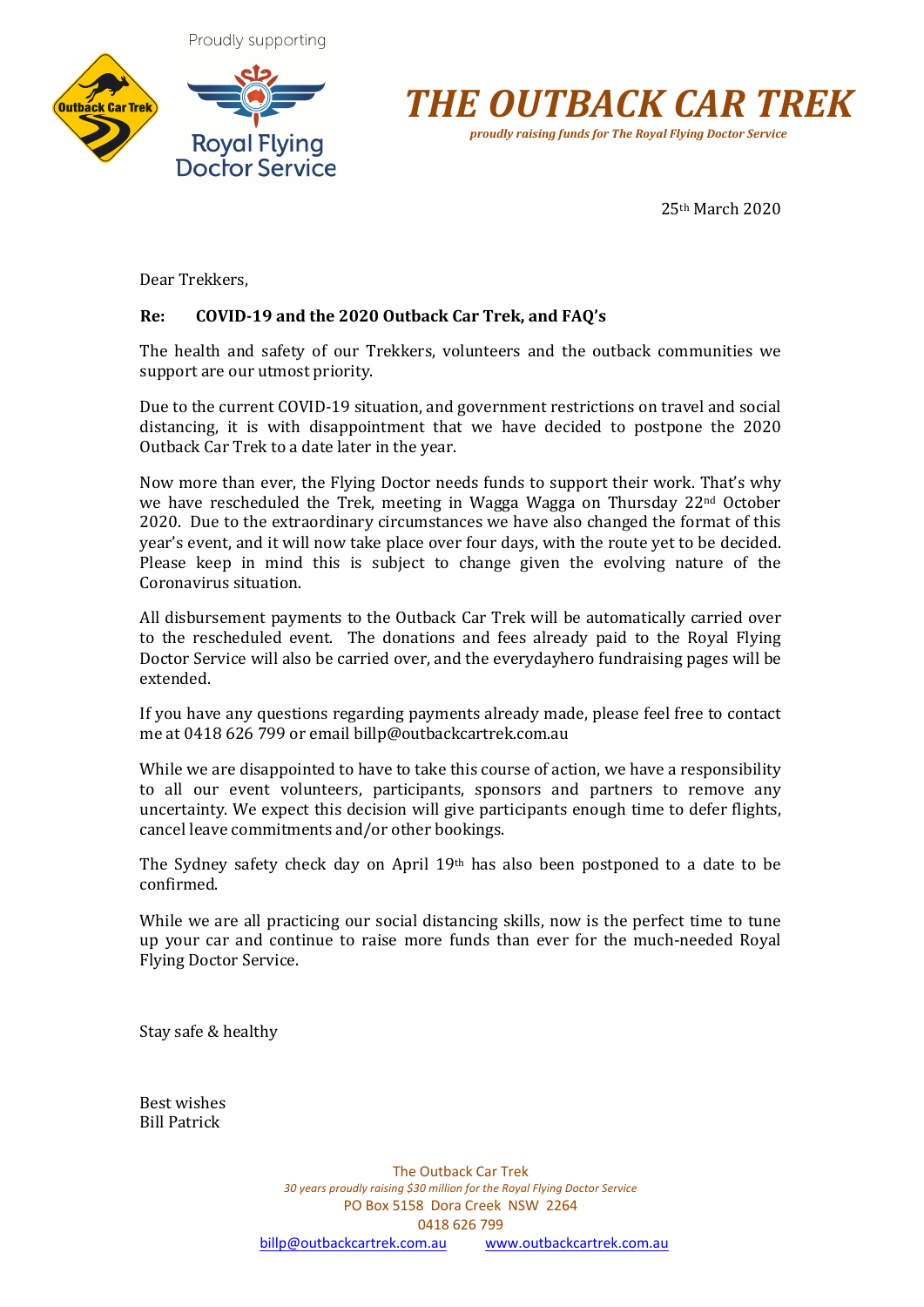Proudly supporting

Outback Car Trek

Royal Flying Doctor Service

# THE OUTBACK CAR TREK

*proudly raising funds for The Royal Flying Doctor Service*

25th March 2020

Dear Trekkers,

**Re: COVID-19 and the 2020 Outback Car Trek, and FAQ's**

The health and safety of our Trekkers, volunteers and the outback communities we support are our utmost priority.

Due to the current COVID-19 situation, and government restrictions on travel and social distancing, it is with disappointment that we have decided to postpone the 2020 Outback Car Trek to a date later in the year.

Now more than ever, the Flying Doctor needs funds to support their work. That's why we have rescheduled the Trek, meeting in Wagga Wagga on Thursday 22nd October 2020. Due to the extraordinary circumstances we have also changed the format of this year's event, and it will now take place over four days, with the route yet to be decided. Please keep in mind this is subject to change given the evolving nature of the Coronavirus situation.

All disbursement payments to the Outback Car Trek will be automatically carried over to the rescheduled event. The donations and fees already paid to the Royal Flying Doctor Service will also be carried over, and the everydayhero fundraising pages will be extended.

If you have any questions regarding payments already made, please feel free to contact me at 0418 626 799 or email billp@outbackcartrek.com.au

While we are disappointed to have to take this course of action, we have a responsibility to all our event volunteers, participants, sponsors and partners to remove any uncertainty. We expect this decision will give participants enough time to defer flights, cancel leave commitments and/or other bookings.

The Sydney safety check day on April 19th has also been postponed to a date to be confirmed.

While we are all practicing our social distancing skills, now is the perfect time to tune up your car and continue to raise more funds than ever for the much-needed Royal Flying Doctor Service.

Stay safe & healthy

Best wishes  
Bill Patrick

The Outback Car Trek  
*30 years proudly raising $30 million for the Royal Flying Doctor Service*  
PO Box 5158 Dora Creek NSW 2264  
0418 626 799  
billp@outbackcartrek.com.au www.outbackcartrek.com.au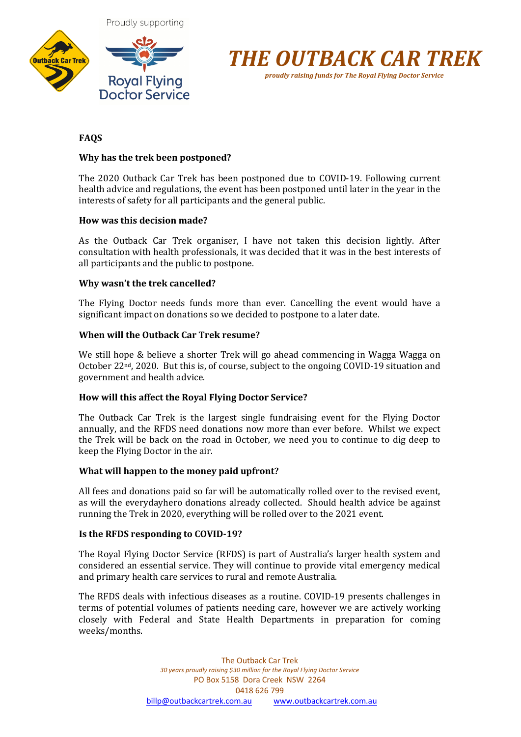Proudly supporting

# THE OUTBACK CAR TREK

*proudly raising funds for The Royal Flying Doctor Service*

**FAQS**

**Why has the trek been postponed?**

The 2020 Outback Car Trek has been postponed due to COVID-19. Following current health advice and regulations, the event has been postponed until later in the year in the interests of safety for all participants and the general public.

**How was this decision made?**

As the Outback Car Trek organiser, I have not taken this decision lightly. After consultation with health professionals, it was decided that it was in the best interests of all participants and the public to postpone.

**Why wasn't the trek cancelled?**

The Flying Doctor needs funds more than ever. Cancelling the event would have a significant impact on donations so we decided to postpone to a later date.

**When will the Outback Car Trek resume?**

We still hope & believe a shorter Trek will go ahead commencing in Wagga Wagga on October 22nd, 2020. But this is, of course, subject to the ongoing COVID-19 situation and government and health advice.

**How will this affect the Royal Flying Doctor Service?**

The Outback Car Trek is the largest single fundraising event for the Flying Doctor annually, and the RFDS need donations now more than ever before. Whilst we expect the Trek will be back on the road in October, we need you to continue to dig deep to keep the Flying Doctor in the air.

**What will happen to the money paid upfront?**

All fees and donations paid so far will be automatically rolled over to the revised event, as will the everydayhero donations already collected. Should health advice be against running the Trek in 2020, everything will be rolled over to the 2021 event.

**Is the RFDS responding to COVID-19?**

The Royal Flying Doctor Service (RFDS) is part of Australia's larger health system and considered an essential service. They will continue to provide vital emergency medical and primary health care services to rural and remote Australia.

The RFDS deals with infectious diseases as a routine. COVID-19 presents challenges in terms of potential volumes of patients needing care, however we are actively working closely with Federal and State Health Departments in preparation for coming weeks/months.

The Outback Car Trek
*30 years proudly raising $30 million for the Royal Flying Doctor Service*
PO Box 5158 Dora Creek NSW 2264
0418 626 799
billp@outbackcartrek.com.au www.outbackcartrek.com.au